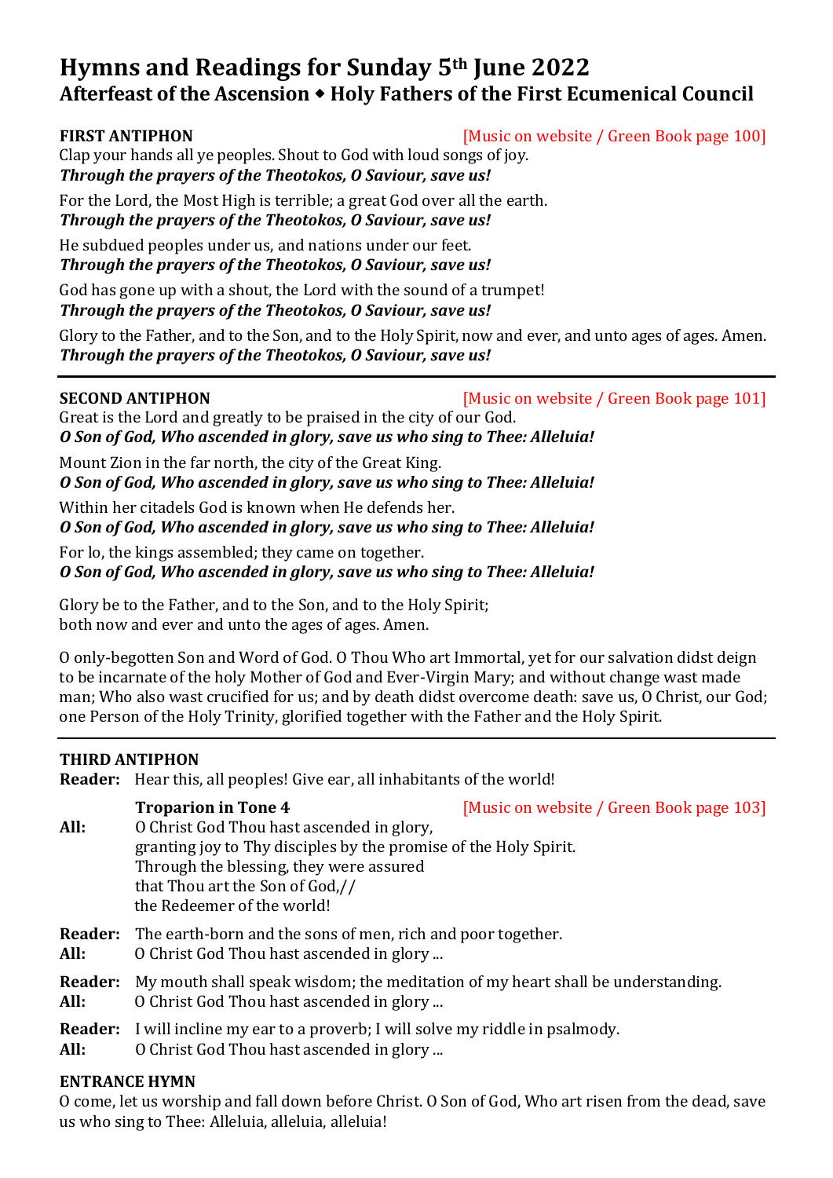# Hymns and Readings for Sunday 5th June 2022

## Afterfeast of the Ascension ◆ Holy Fathers of the First Ecumenical Council

**FIRST ANTIPHON** [Music on website / Green Book page 100]

Clap your hands all ye peoples. Shout to God with loud songs of joy.
***Through the prayers of the Theotokos, O Saviour, save us!***

For the Lord, the Most High is terrible; a great God over all the earth.
***Through the prayers of the Theotokos, O Saviour, save us!***

He subdued peoples under us, and nations under our feet.
***Through the prayers of the Theotokos, O Saviour, save us!***

God has gone up with a shout, the Lord with the sound of a trumpet!
***Through the prayers of the Theotokos, O Saviour, save us!***

Glory to the Father, and to the Son, and to the Holy Spirit, now and ever, and unto ages of ages. Amen.
***Through the prayers of the Theotokos, O Saviour, save us!***

---

**SECOND ANTIPHON** [Music on website / Green Book page 101]

Great is the Lord and greatly to be praised in the city of our God.
***O Son of God, Who ascended in glory, save us who sing to Thee: Alleluia!***

Mount Zion in the far north, the city of the Great King.
***O Son of God, Who ascended in glory, save us who sing to Thee: Alleluia!***

Within her citadels God is known when He defends her.
***O Son of God, Who ascended in glory, save us who sing to Thee: Alleluia!***

For lo, the kings assembled; they came on together.
***O Son of God, Who ascended in glory, save us who sing to Thee: Alleluia!***

Glory be to the Father, and to the Son, and to the Holy Spirit;
both now and ever and unto the ages of ages. Amen.

O only-begotten Son and Word of God. O Thou Who art Immortal, yet for our salvation didst deign to be incarnate of the holy Mother of God and Ever-Virgin Mary; and without change wast made man; Who also wast crucified for us; and by death didst overcome death: save us, O Christ, our God; one Person of the Holy Trinity, glorified together with the Father and the Holy Spirit.

---

**THIRD ANTIPHON**

**Reader:** Hear this, all peoples! Give ear, all inhabitants of the world!

**Troparion in Tone 4** [Music on website / Green Book page 103]

**All:** O Christ God Thou hast ascended in glory,
granting joy to Thy disciples by the promise of the Holy Spirit.
Through the blessing, they were assured
that Thou art the Son of God,//
the Redeemer of the world!

**Reader:** The earth-born and the sons of men, rich and poor together.
**All:** O Christ God Thou hast ascended in glory ...

**Reader:** My mouth shall speak wisdom; the meditation of my heart shall be understanding.
**All:** O Christ God Thou hast ascended in glory ...

**Reader:** I will incline my ear to a proverb; I will solve my riddle in psalmody.
**All:** O Christ God Thou hast ascended in glory ...

**ENTRANCE HYMN**

O come, let us worship and fall down before Christ. O Son of God, Who art risen from the dead, save us who sing to Thee: Alleluia, alleluia, alleluia!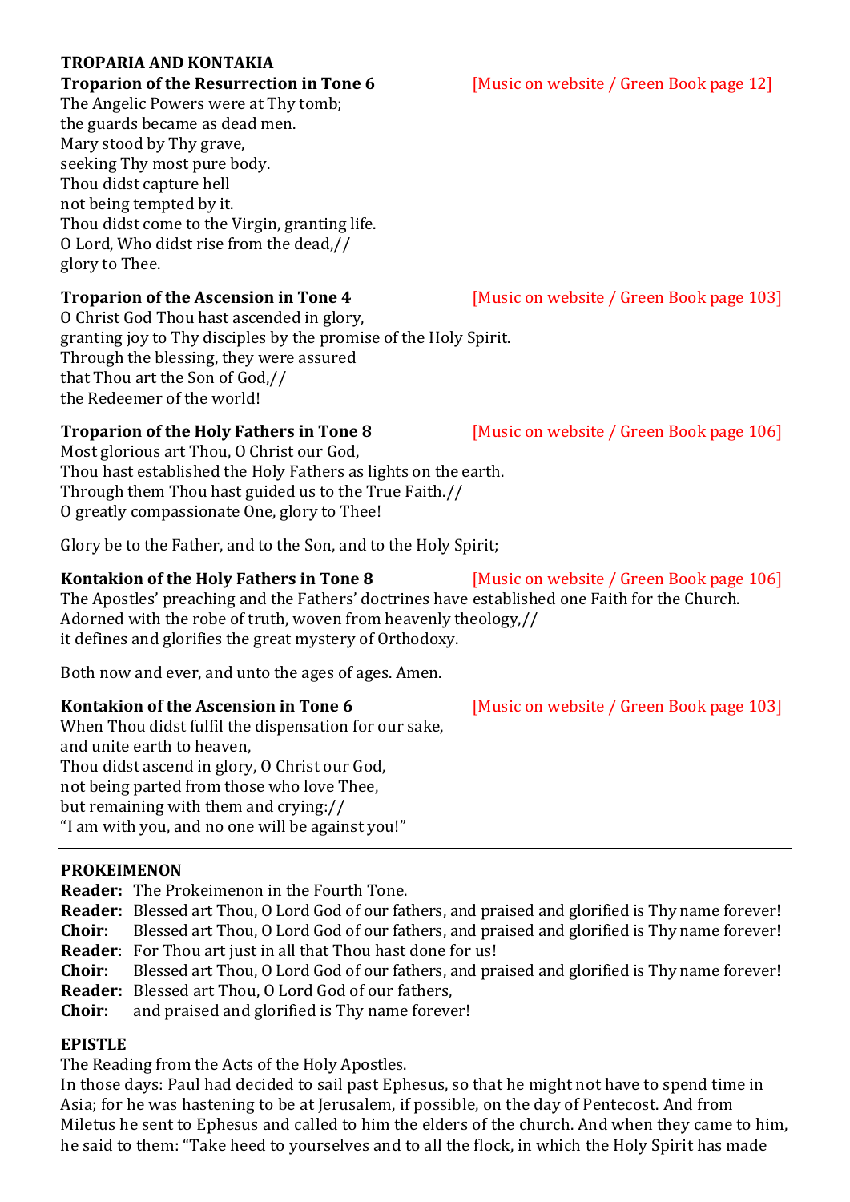## TROPARIA AND KONTAKIA

**Troparion of the Resurrection in Tone 6** [Music on website / Green Book page 12]

The Angelic Powers were at Thy tomb;
the guards became as dead men.
Mary stood by Thy grave,
seeking Thy most pure body.
Thou didst capture hell
not being tempted by it.
Thou didst come to the Virgin, granting life.
O Lord, Who didst rise from the dead,//
glory to Thee.

**Troparion of the Ascension in Tone 4** [Music on website / Green Book page 103]

O Christ God Thou hast ascended in glory,
granting joy to Thy disciples by the promise of the Holy Spirit.
Through the blessing, they were assured
that Thou art the Son of God,//
the Redeemer of the world!

**Troparion of the Holy Fathers in Tone 8** [Music on website / Green Book page 106]

Most glorious art Thou, O Christ our God,
Thou hast established the Holy Fathers as lights on the earth.
Through them Thou hast guided us to the True Faith.//
O greatly compassionate One, glory to Thee!

Glory be to the Father, and to the Son, and to the Holy Spirit;

**Kontakion of the Holy Fathers in Tone 8** [Music on website / Green Book page 106]

The Apostles' preaching and the Fathers' doctrines have established one Faith for the Church.
Adorned with the robe of truth, woven from heavenly theology,//
it defines and glorifies the great mystery of Orthodoxy.

Both now and ever, and unto the ages of ages. Amen.

**Kontakion of the Ascension in Tone 6** [Music on website / Green Book page 103]

When Thou didst fulfil the dispensation for our sake,
and unite earth to heaven,
Thou didst ascend in glory, O Christ our God,
not being parted from those who love Thee,
but remaining with them and crying://
"I am with you, and no one will be against you!"

---

## PROKEIMENON

**Reader:** The Prokeimenon in the Fourth Tone.
**Reader:** Blessed art Thou, O Lord God of our fathers, and praised and glorified is Thy name forever!
**Choir:** Blessed art Thou, O Lord God of our fathers, and praised and glorified is Thy name forever!
**Reader**: For Thou art just in all that Thou hast done for us!
**Choir:** Blessed art Thou, O Lord God of our fathers, and praised and glorified is Thy name forever!
**Reader:** Blessed art Thou, O Lord God of our fathers,
**Choir:** and praised and glorified is Thy name forever!

## EPISTLE

The Reading from the Acts of the Holy Apostles.
In those days: Paul had decided to sail past Ephesus, so that he might not have to spend time in Asia; for he was hastening to be at Jerusalem, if possible, on the day of Pentecost. And from Miletus he sent to Ephesus and called to him the elders of the church. And when they came to him, he said to them: "Take heed to yourselves and to all the flock, in which the Holy Spirit has made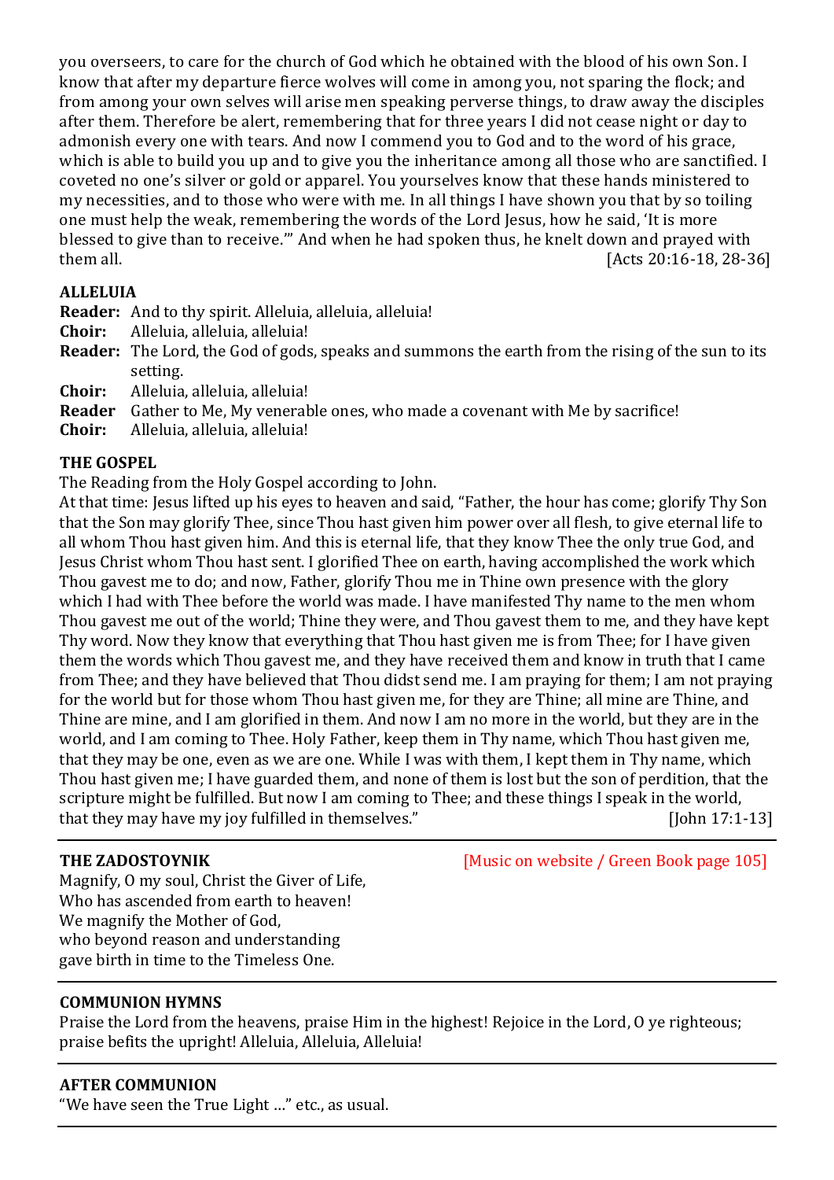you overseers, to care for the church of God which he obtained with the blood of his own Son. I know that after my departure fierce wolves will come in among you, not sparing the flock; and from among your own selves will arise men speaking perverse things, to draw away the disciples after them. Therefore be alert, remembering that for three years I did not cease night or day to admonish every one with tears. And now I commend you to God and to the word of his grace, which is able to build you up and to give you the inheritance among all those who are sanctified. I coveted no one's silver or gold or apparel. You yourselves know that these hands ministered to my necessities, and to those who were with me. In all things I have shown you that by so toiling one must help the weak, remembering the words of the Lord Jesus, how he said, 'It is more blessed to give than to receive.'" And when he had spoken thus, he knelt down and prayed with them all. [Acts 20:16-18, 28-36]

**ALLELUIA**

**Reader:** And to thy spirit. Alleluia, alleluia, alleluia!
**Choir:** Alleluia, alleluia, alleluia!
**Reader:** The Lord, the God of gods, speaks and summons the earth from the rising of the sun to its setting.
**Choir:** Alleluia, alleluia, alleluia!
**Reader** Gather to Me, My venerable ones, who made a covenant with Me by sacrifice!
**Choir:** Alleluia, alleluia, alleluia!

**THE GOSPEL**

The Reading from the Holy Gospel according to John.
At that time: Jesus lifted up his eyes to heaven and said, "Father, the hour has come; glorify Thy Son that the Son may glorify Thee, since Thou hast given him power over all flesh, to give eternal life to all whom Thou hast given him. And this is eternal life, that they know Thee the only true God, and Jesus Christ whom Thou hast sent. I glorified Thee on earth, having accomplished the work which Thou gavest me to do; and now, Father, glorify Thou me in Thine own presence with the glory which I had with Thee before the world was made. I have manifested Thy name to the men whom Thou gavest me out of the world; Thine they were, and Thou gavest them to me, and they have kept Thy word. Now they know that everything that Thou hast given me is from Thee; for I have given them the words which Thou gavest me, and they have received them and know in truth that I came from Thee; and they have believed that Thou didst send me. I am praying for them; I am not praying for the world but for those whom Thou hast given me, for they are Thine; all mine are Thine, and Thine are mine, and I am glorified in them. And now I am no more in the world, but they are in the world, and I am coming to Thee. Holy Father, keep them in Thy name, which Thou hast given me, that they may be one, even as we are one. While I was with them, I kept them in Thy name, which Thou hast given me; I have guarded them, and none of them is lost but the son of perdition, that the scripture might be fulfilled. But now I am coming to Thee; and these things I speak in the world, that they may have my joy fulfilled in themselves." [John 17:1-13]

---

**THE ZADOSTOYNIK** [Music on website / Green Book page 105]

Magnify, O my soul, Christ the Giver of Life,
Who has ascended from earth to heaven!
We magnify the Mother of God,
who beyond reason and understanding
gave birth in time to the Timeless One.

---

**COMMUNION HYMNS**

Praise the Lord from the heavens, praise Him in the highest! Rejoice in the Lord, O ye righteous; praise befits the upright! Alleluia, Alleluia, Alleluia!

---

**AFTER COMMUNION**

"We have seen the True Light …" etc., as usual.

---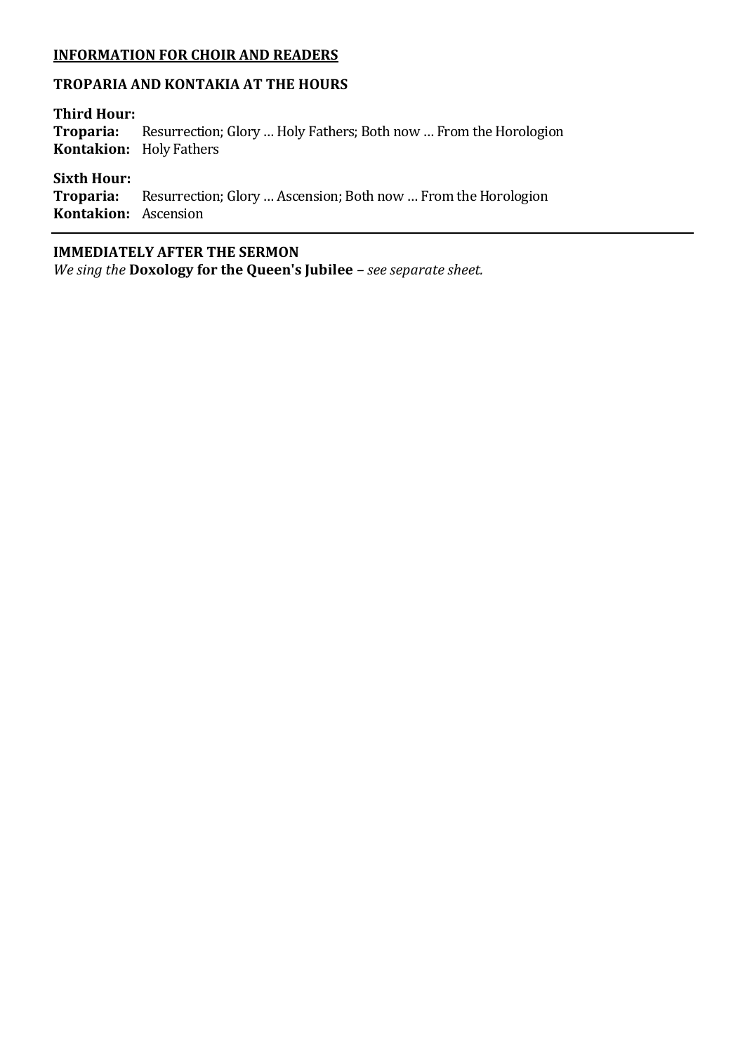**<u>INFORMATION FOR CHOIR AND READERS</u>**

**TROPARIA AND KONTAKIA AT THE HOURS**

**Third Hour:**
**Troparia:** Resurrection; Glory … Holy Fathers; Both now … From the Horologion
**Kontakion:** Holy Fathers

**Sixth Hour:**
**Troparia:** Resurrection; Glory … Ascension; Both now … From the Horologion
**Kontakion:** Ascension

---

**IMMEDIATELY AFTER THE SERMON**
*We sing the* **Doxology for the Queen's Jubilee** – *see separate sheet.*